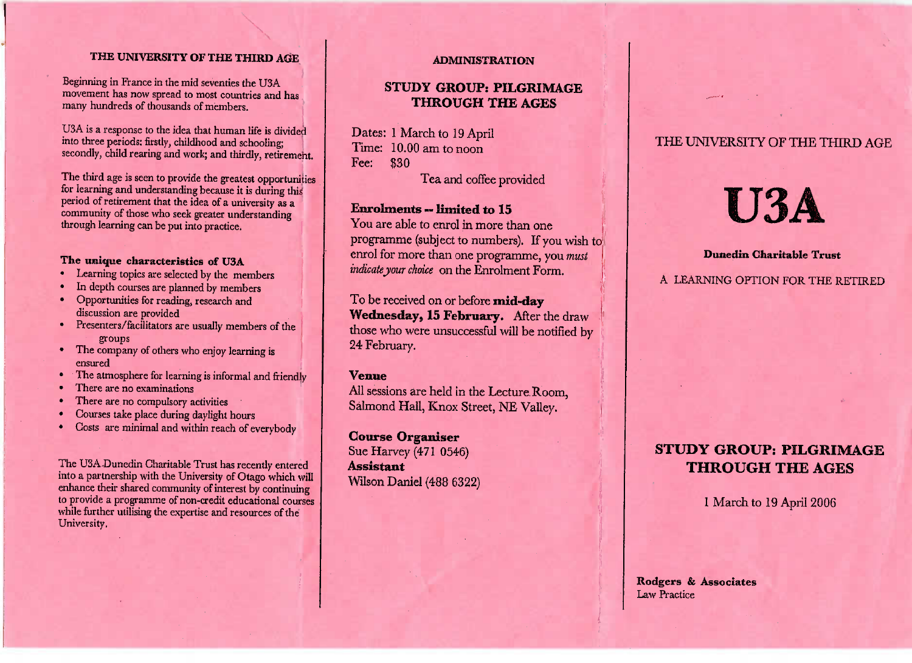## THE UNIVERSITY OF THE THIRD AGE

Beginning in France in the mid seventies the U3A movement has now spread to most countries and has many hundreds of thousands of members.

U3A is a response to the idea that human life is divided into three periods: firstly, childhood and schooling; secondly, child rearing and work; and thirdly, retirement.

The third age is seen to provide the greatest opportunities for learning and understanding because it is during this period of retirement that the idea of a university as a community of those who seek greater understanding through learning can be put into practice.

### The unique characteristics of U3A

- Learning topics are selected by the members
- In depth courses are planned by members
- Opportunities for reading, research and discussion are provided
- Presenters/facilitators are usually members of the groups
- The company of others who enjoy learning is ensured
- The atmosphere for learning is informal and friendly
- There are no examinations
- There are no compulsory activities
- Courses take place during daylight hours
- Costs are minimal and within reach of everybody

The U3A Dunedin Charitable Trust has recently entered into a partnership with the University of Otago which will enhance their shared community of interest by continuing to provide a programme of non-credit educational courses while further utilising the expertise and resources of the University.

## ADMINISTRATION

## STUDY GROUP: PILGRIMAGE THROUGH THE AGES

Dates: 1 March to 19 April
Time: 10.00 am to noon
Fee: $30

Tea and coffee provided

### Enrolments -- limited to 15

You are able to enrol in more than one programme (subject to numbers). If you wish to enrol for more than one programme, you *must indicate your choice* on the Enrolment Form.

To be received on or before **mid-day Wednesday, 15 February.** After the draw those who were unsuccessful will be notified by 24 February.

### Venue

All sessions are held in the Lecture Room, Salmond Hall, Knox Street, NE Valley.

**Course Organiser**
Sue Harvey (471 0546)
**Assistant**
Wilson Daniel (488 6322)

THE UNIVERSITY OF THE THIRD AGE

# U3A

**Dunedin Charitable Trust**

A LEARNING OPTION FOR THE RETIRED

## STUDY GROUP: PILGRIMAGE THROUGH THE AGES

1 March to 19 April 2006

**Rodgers & Associates**
Law Practice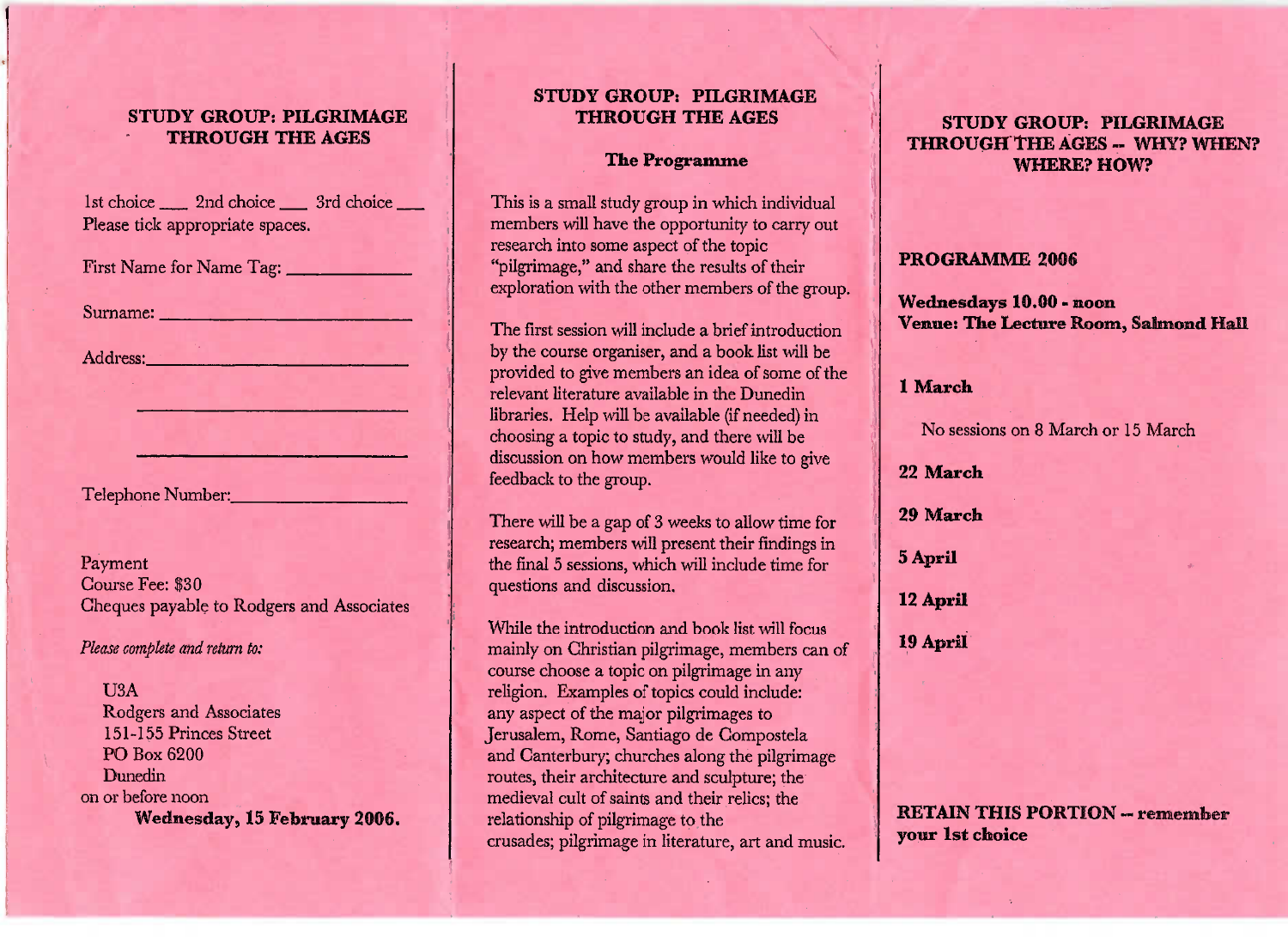## STUDY GROUP: PILGRIMAGE THROUGH THE AGES

1st choice \_\_\_ 2nd choice \_\_\_ 3rd choice \_\_\_
Please tick appropriate spaces.

First Name for Name Tag: \_\_\_\_\_\_\_\_\_\_\_\_

Surname: \_\_\_\_\_\_\_\_\_\_\_\_\_\_\_\_\_\_\_\_\_\_

Address: \_\_\_\_\_\_\_\_\_\_\_\_\_\_\_\_\_\_\_\_\_\_

\_\_\_\_\_\_\_\_\_\_\_\_\_\_\_\_\_\_\_\_\_\_

\_\_\_\_\_\_\_\_\_\_\_\_\_\_\_\_\_\_\_\_\_\_

Telephone Number: \_\_\_\_\_\_\_\_\_\_\_\_\_\_\_\_

Payment
Course Fee: $30
Cheques payable to Rodgers and Associates

*Please complete and return to:*

U3A
Rodgers and Associates
151-155 Princes Street
PO Box 6200
Dunedin
on or before noon
**Wednesday, 15 February 2006.**

## STUDY GROUP: PILGRIMAGE THROUGH THE AGES

### The Programme

This is a small study group in which individual members will have the opportunity to carry out research into some aspect of the topic "pilgrimage," and share the results of their exploration with the other members of the group.

The first session will include a brief introduction by the course organiser, and a book list will be provided to give members an idea of some of the relevant literature available in the Dunedin libraries. Help will be available (if needed) in choosing a topic to study, and there will be discussion on how members would like to give feedback to the group.

There will be a gap of 3 weeks to allow time for research; members will present their findings in the final 5 sessions, which will include time for questions and discussion.

While the introduction and book list will focus mainly on Christian pilgrimage, members can of course choose a topic on pilgrimage in any religion. Examples of topics could include: any aspect of the major pilgrimages to Jerusalem, Rome, Santiago de Compostela and Canterbury; churches along the pilgrimage routes, their architecture and sculpture; the medieval cult of saints and their relics; the relationship of pilgrimage to the crusades; pilgrimage in literature, art and music.

## STUDY GROUP: PILGRIMAGE THROUGH THE AGES -- WHY? WHEN? WHERE? HOW?

### PROGRAMME 2006

**Wednesdays 10.00 - noon**
**Venue: The Lecture Room, Salmond Hall**

**1 March**

No sessions on 8 March or 15 March

**22 March**

**29 March**

**5 April**

**12 April**

**19 April**

**RETAIN THIS PORTION -- remember your 1st choice**